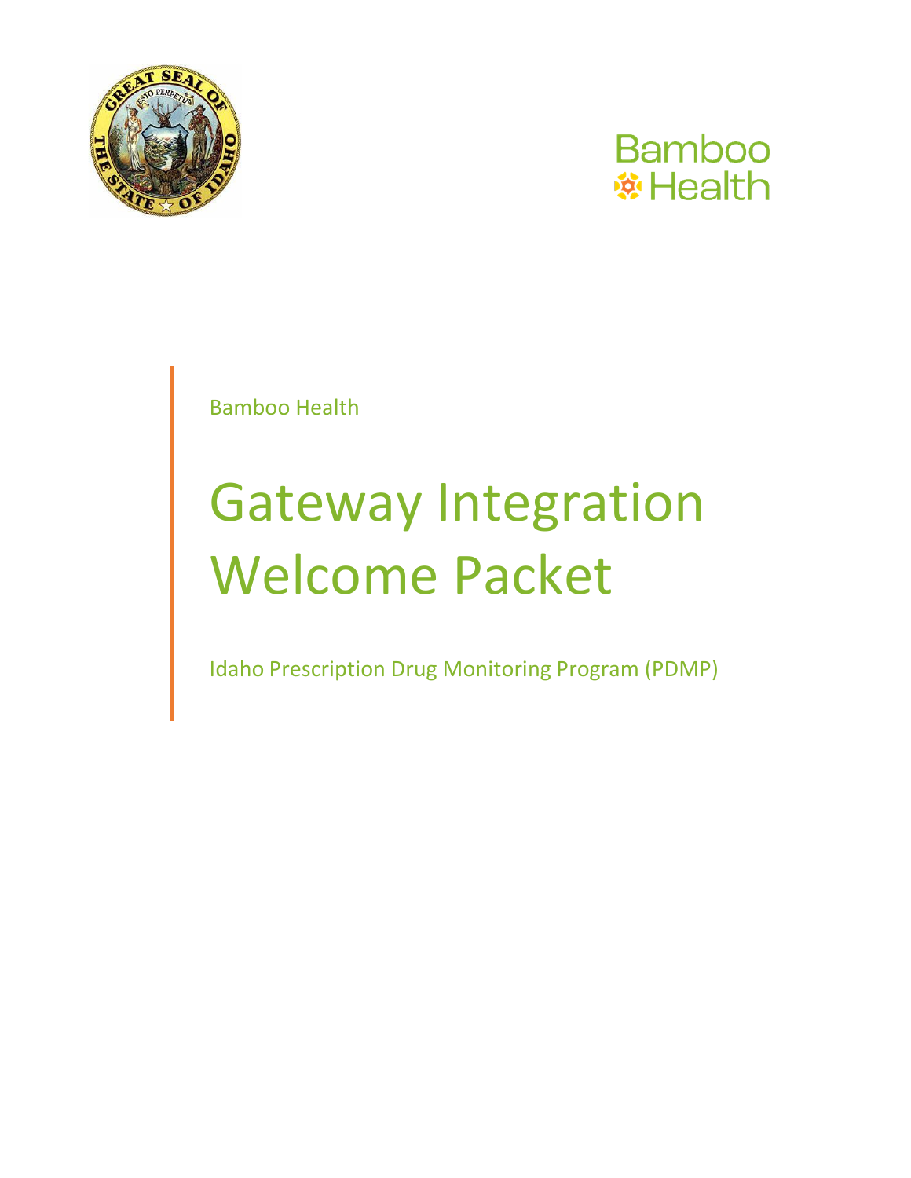Bamboo Health

# Gateway Integration Welcome Packet

Idaho Prescription Drug Monitoring Program (PDMP)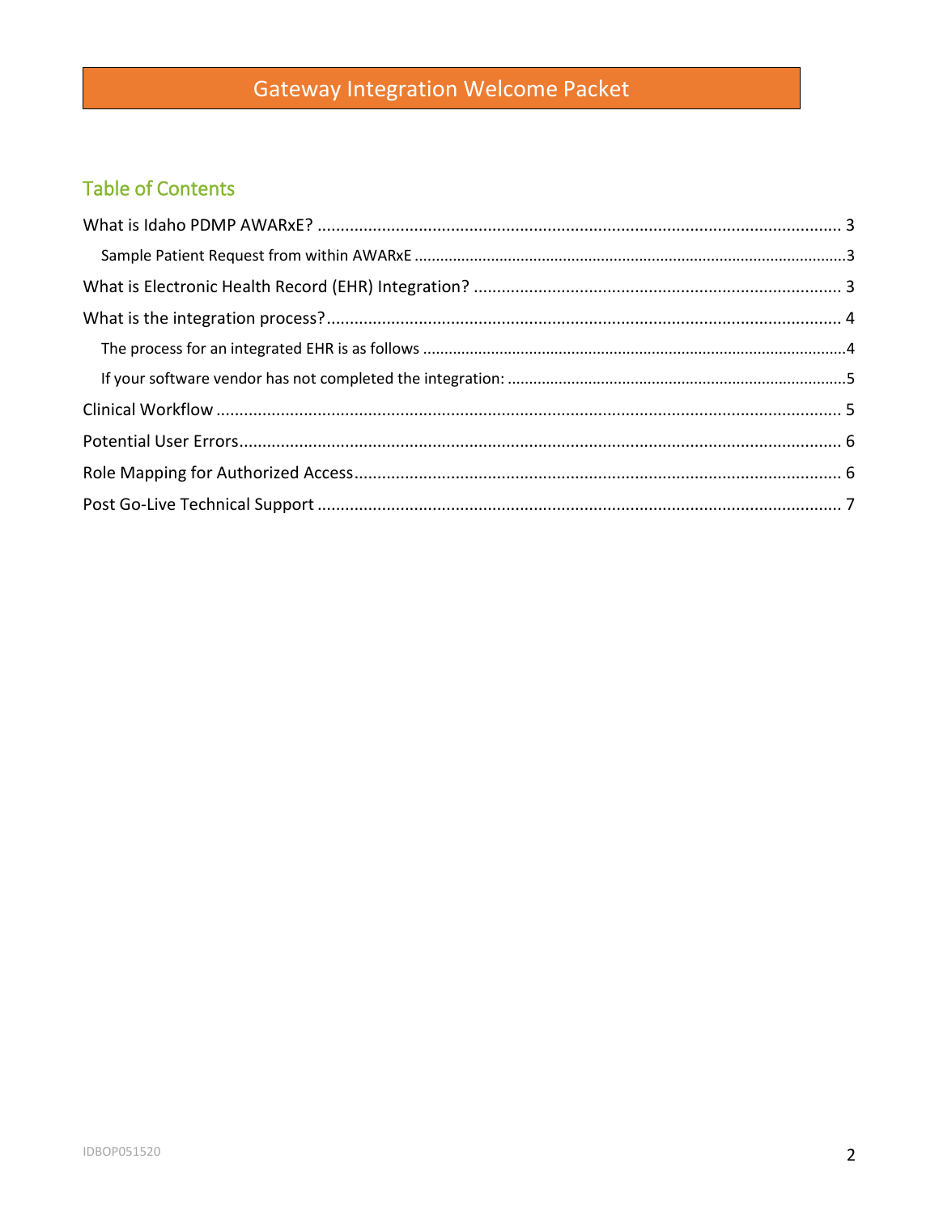# Gateway Integration Welcome Packet

## Table of Contents

What is Idaho PDMP AWARxE? ........................................................................................................ 3

- Sample Patient Request from within AWARxE ........................................................................................3

What is Electronic Health Record (EHR) Integration? ................................................................ 3

What is the integration process?.................................................................................................. 4

- The process for an integrated EHR is as follows ......................................................................................4
- If your software vendor has not completed the integration: ...................................................................5

Clinical Workflow ........................................................................................................................ 5

Potential User Errors.................................................................................................................... 6

Role Mapping for Authorized Access........................................................................................... 6

Post Go-Live Technical Support ................................................................................................... 7

IDBOP051520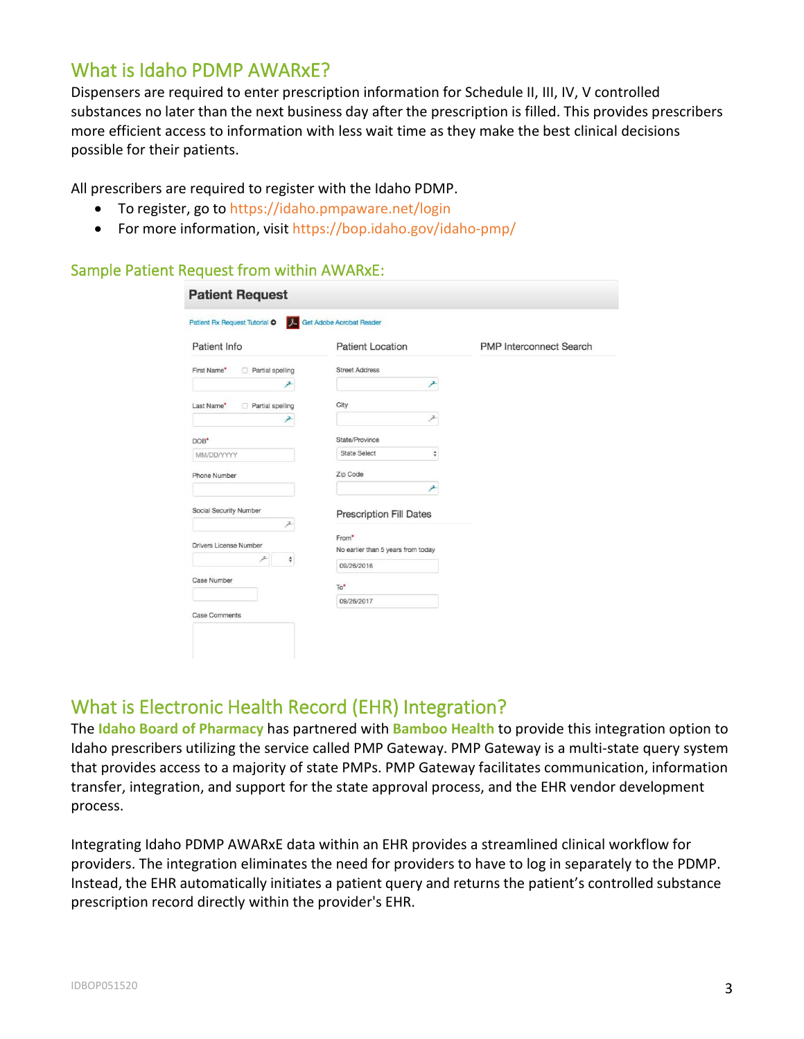## What is Idaho PDMP AWARxE?

Dispensers are required to enter prescription information for Schedule II, III, IV, V controlled substances no later than the next business day after the prescription is filled. This provides prescribers more efficient access to information with less wait time as they make the best clinical decisions possible for their patients.

All prescribers are required to register with the Idaho PDMP.

- To register, go to https://idaho.pmpaware.net/login
- For more information, visit https://bop.idaho.gov/idaho-pmp/

### Sample Patient Request from within AWARxE:

**Patient Request**

Patient Rx Request Tutorial Get Adobe Acrobat Reader

Patient Info

First Name* Partial spelling

Last Name* Partial spelling

DOB*
MM/DD/YYYY

Phone Number

Social Security Number

Drivers License Number

Case Number

Case Comments

Patient Location

Street Address

City

State/Province
State Select

Zip Code

Prescription Fill Dates

From*
No earlier than 5 years from today
09/26/2016

To*
09/26/2017

PMP Interconnect Search

## What is Electronic Health Record (EHR) Integration?

The **Idaho Board of Pharmacy** has partnered with **Bamboo Health** to provide this integration option to Idaho prescribers utilizing the service called PMP Gateway. PMP Gateway is a multi-state query system that provides access to a majority of state PMPs. PMP Gateway facilitates communication, information transfer, integration, and support for the state approval process, and the EHR vendor development process.

Integrating Idaho PDMP AWARxE data within an EHR provides a streamlined clinical workflow for providers. The integration eliminates the need for providers to have to log in separately to the PDMP. Instead, the EHR automatically initiates a patient query and returns the patient's controlled substance prescription record directly within the provider's EHR.

IDBOP051520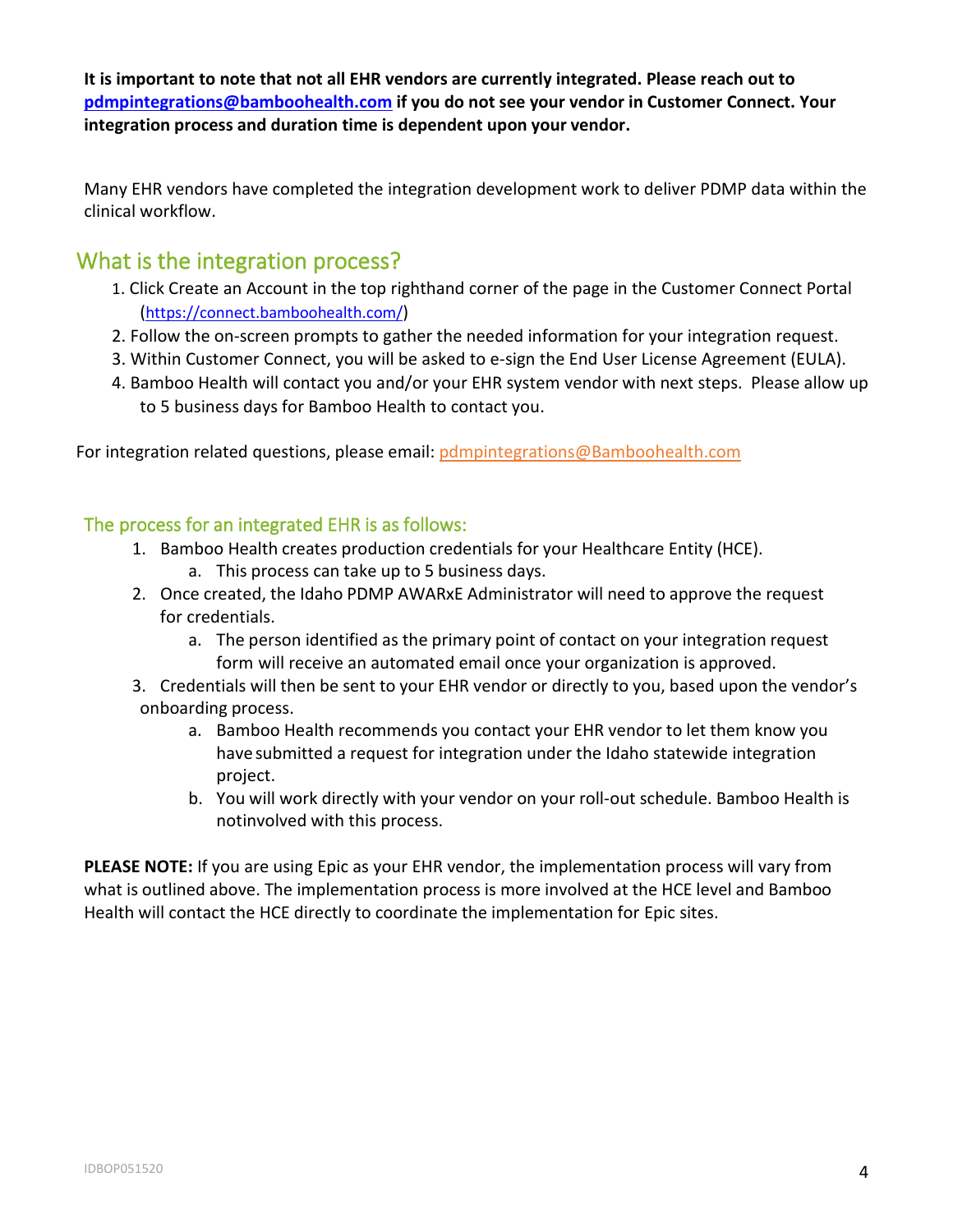**It is important to note that not all EHR vendors are currently integrated. Please reach out to pdmpintegrations@bamboohealth.com if you do not see your vendor in Customer Connect. Your integration process and duration time is dependent upon your vendor.**

Many EHR vendors have completed the integration development work to deliver PDMP data within the clinical workflow.

## What is the integration process?

1. Click Create an Account in the top righthand corner of the page in the Customer Connect Portal (https://connect.bamboohealth.com/)
2. Follow the on-screen prompts to gather the needed information for your integration request.
3. Within Customer Connect, you will be asked to e-sign the End User License Agreement (EULA).
4. Bamboo Health will contact you and/or your EHR system vendor with next steps. Please allow up to 5 business days for Bamboo Health to contact you.

For integration related questions, please email: pdmpintegrations@Bamboohealth.com

### The process for an integrated EHR is as follows:

1. Bamboo Health creates production credentials for your Healthcare Entity (HCE).
   a. This process can take up to 5 business days.
2. Once created, the Idaho PDMP AWARxE Administrator will need to approve the request for credentials.
   a. The person identified as the primary point of contact on your integration request form will receive an automated email once your organization is approved.
3. Credentials will then be sent to your EHR vendor or directly to you, based upon the vendor's onboarding process.
   a. Bamboo Health recommends you contact your EHR vendor to let them know you have submitted a request for integration under the Idaho statewide integration project.
   b. You will work directly with your vendor on your roll-out schedule. Bamboo Health is notinvolved with this process.

**PLEASE NOTE:** If you are using Epic as your EHR vendor, the implementation process will vary from what is outlined above. The implementation process is more involved at the HCE level and Bamboo Health will contact the HCE directly to coordinate the implementation for Epic sites.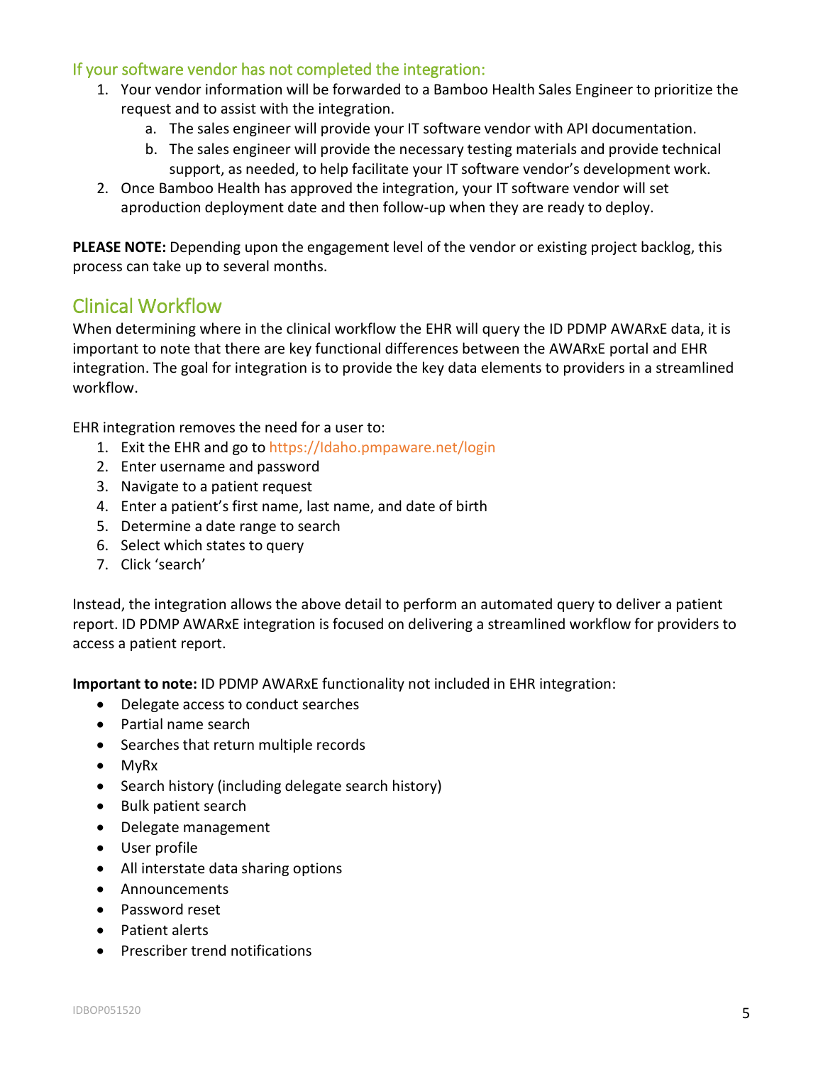### If your software vendor has not completed the integration:

1. Your vendor information will be forwarded to a Bamboo Health Sales Engineer to prioritize the request and to assist with the integration.
   a. The sales engineer will provide your IT software vendor with API documentation.
   b. The sales engineer will provide the necessary testing materials and provide technical support, as needed, to help facilitate your IT software vendor's development work.
2. Once Bamboo Health has approved the integration, your IT software vendor will set aproduction deployment date and then follow-up when they are ready to deploy.

**PLEASE NOTE:** Depending upon the engagement level of the vendor or existing project backlog, this process can take up to several months.

## Clinical Workflow

When determining where in the clinical workflow the EHR will query the ID PDMP AWARxE data, it is important to note that there are key functional differences between the AWARxE portal and EHR integration. The goal for integration is to provide the key data elements to providers in a streamlined workflow.

EHR integration removes the need for a user to:

1. Exit the EHR and go to https://Idaho.pmpaware.net/login
2. Enter username and password
3. Navigate to a patient request
4. Enter a patient's first name, last name, and date of birth
5. Determine a date range to search
6. Select which states to query
7. Click 'search'

Instead, the integration allows the above detail to perform an automated query to deliver a patient report. ID PDMP AWARxE integration is focused on delivering a streamlined workflow for providers to access a patient report.

**Important to note:** ID PDMP AWARxE functionality not included in EHR integration:

- Delegate access to conduct searches
- Partial name search
- Searches that return multiple records
- MyRx
- Search history (including delegate search history)
- Bulk patient search
- Delegate management
- User profile
- All interstate data sharing options
- Announcements
- Password reset
- Patient alerts
- Prescriber trend notifications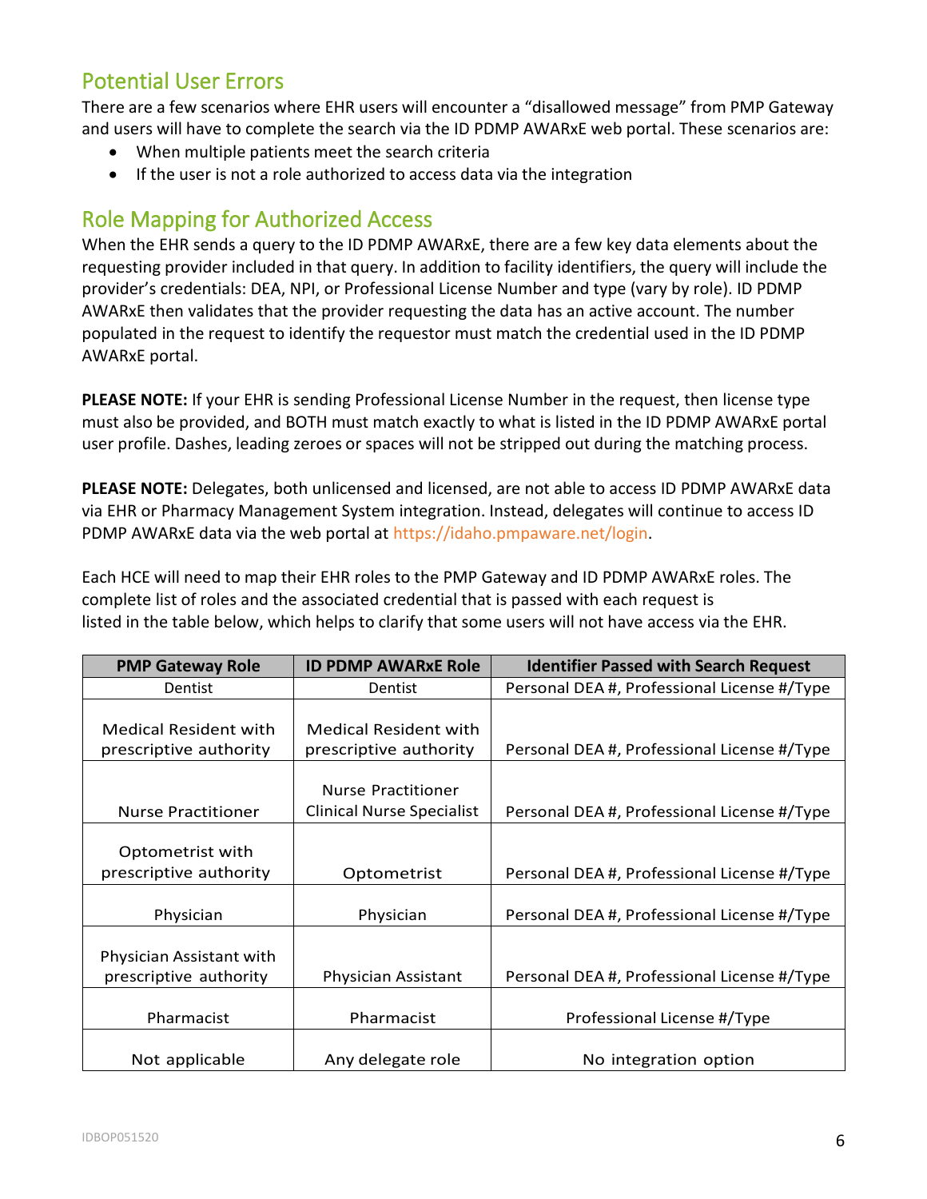## Potential User Errors

There are a few scenarios where EHR users will encounter a “disallowed message” from PMP Gateway and users will have to complete the search via the ID PDMP AWARxE web portal. These scenarios are:

- When multiple patients meet the search criteria
- If the user is not a role authorized to access data via the integration

## Role Mapping for Authorized Access

When the EHR sends a query to the ID PDMP AWARxE, there are a few key data elements about the requesting provider included in that query. In addition to facility identifiers, the query will include the provider’s credentials: DEA, NPI, or Professional License Number and type (vary by role). ID PDMP AWARxE then validates that the provider requesting the data has an active account. The number populated in the request to identify the requestor must match the credential used in the ID PDMP AWARxE portal.

**PLEASE NOTE:** If your EHR is sending Professional License Number in the request, then license type must also be provided, and BOTH must match exactly to what is listed in the ID PDMP AWARxE portal user profile. Dashes, leading zeroes or spaces will not be stripped out during the matching process.

**PLEASE NOTE:** Delegates, both unlicensed and licensed, are not able to access ID PDMP AWARxE data via EHR or Pharmacy Management System integration. Instead, delegates will continue to access ID PDMP AWARxE data via the web portal at https://idaho.pmpaware.net/login.

Each HCE will need to map their EHR roles to the PMP Gateway and ID PDMP AWARxE roles. The complete list of roles and the associated credential that is passed with each request is listed in the table below, which helps to clarify that some users will not have access via the EHR.

| PMP Gateway Role | ID PDMP AWARxE Role | Identifier Passed with Search Request |
|---|---|---|
| Dentist | Dentist | Personal DEA #, Professional License #/Type |
| Medical Resident with prescriptive authority | Medical Resident with prescriptive authority | Personal DEA #, Professional License #/Type |
| Nurse Practitioner | Nurse Practitioner Clinical Nurse Specialist | Personal DEA #, Professional License #/Type |
| Optometrist with prescriptive authority | Optometrist | Personal DEA #, Professional License #/Type |
| Physician | Physician | Personal DEA #, Professional License #/Type |
| Physician Assistant with prescriptive authority | Physician Assistant | Personal DEA #, Professional License #/Type |
| Pharmacist | Pharmacist | Professional License #/Type |
| Not applicable | Any delegate role | No integration option |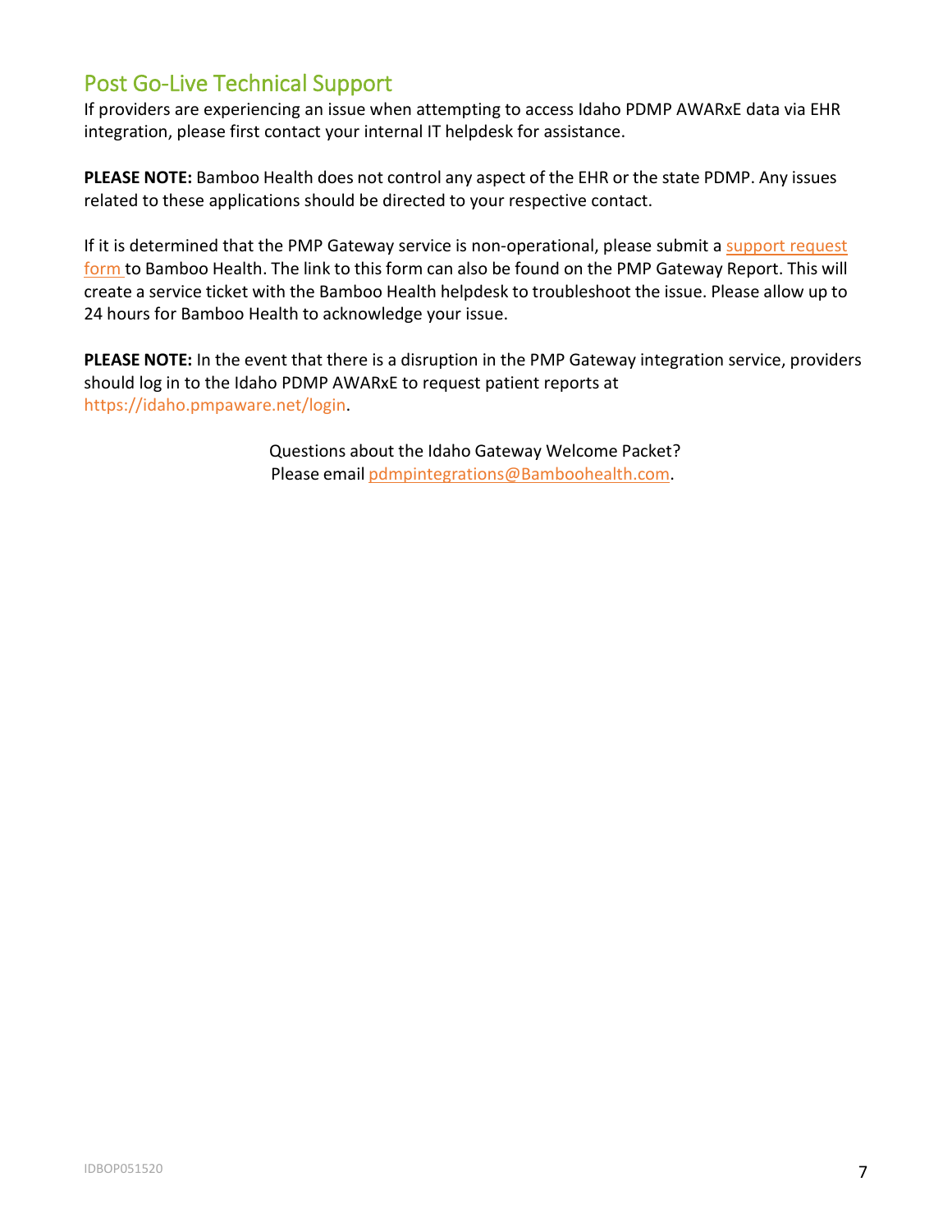## Post Go-Live Technical Support

If providers are experiencing an issue when attempting to access Idaho PDMP AWARxE data via EHR integration, please first contact your internal IT helpdesk for assistance.

**PLEASE NOTE:** Bamboo Health does not control any aspect of the EHR or the state PDMP. Any issues related to these applications should be directed to your respective contact.

If it is determined that the PMP Gateway service is non-operational, please submit a support request form to Bamboo Health. The link to this form can also be found on the PMP Gateway Report. This will create a service ticket with the Bamboo Health helpdesk to troubleshoot the issue. Please allow up to 24 hours for Bamboo Health to acknowledge your issue.

**PLEASE NOTE:** In the event that there is a disruption in the PMP Gateway integration service, providers should log in to the Idaho PDMP AWARxE to request patient reports at https://idaho.pmpaware.net/login.

Questions about the Idaho Gateway Welcome Packet?
Please email pdmpintegrations@Bamboohealth.com.

IDBOP051520